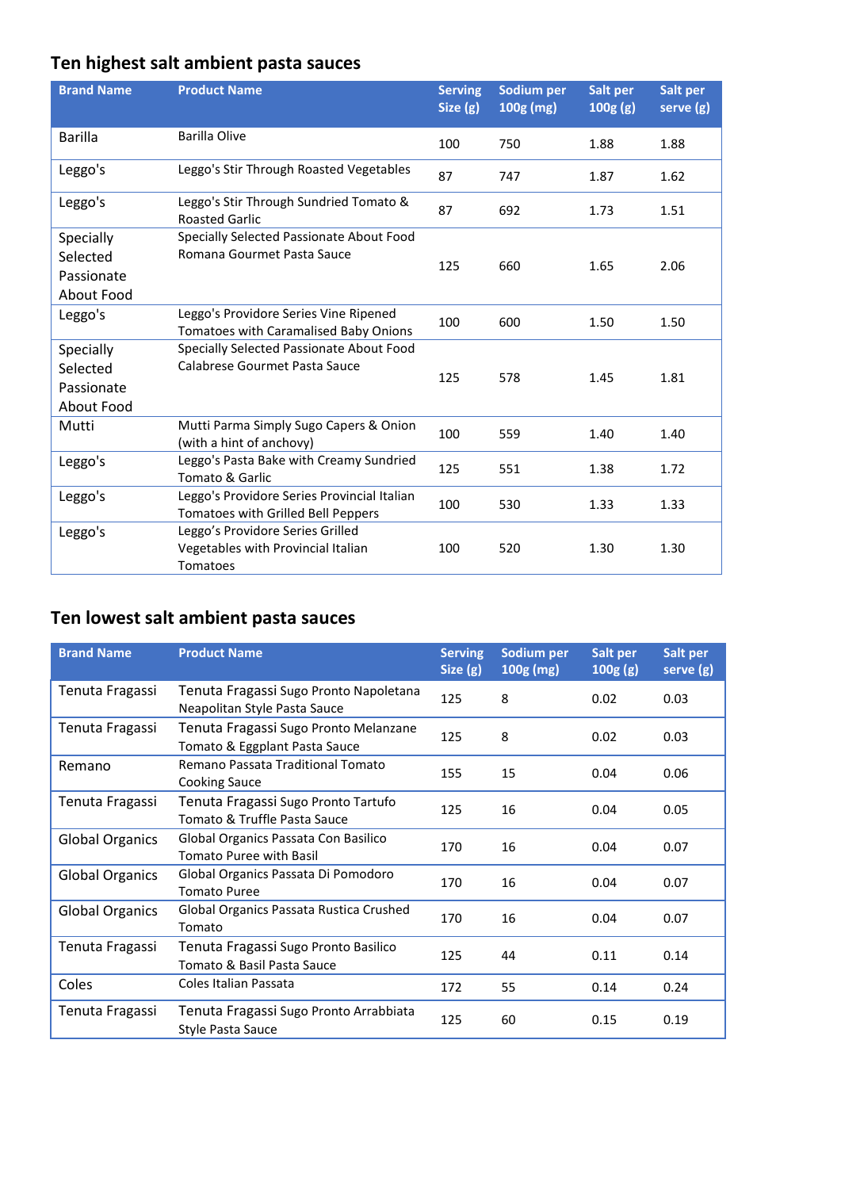## Ten highest salt ambient pasta sauces

| Brand Name | Product Name | Serving Size (g) | Sodium per 100g (mg) | Salt per 100g (g) | Salt per serve (g) |
|---|---|---|---|---|---|
| Barilla | Barilla Olive | 100 | 750 | 1.88 | 1.88 |
| Leggo's | Leggo's Stir Through Roasted Vegetables | 87 | 747 | 1.87 | 1.62 |
| Leggo's | Leggo's Stir Through Sundried Tomato & Roasted Garlic | 87 | 692 | 1.73 | 1.51 |
| Specially Selected Passionate About Food | Specially Selected Passionate About Food Romana Gourmet Pasta Sauce | 125 | 660 | 1.65 | 2.06 |
| Leggo's | Leggo's Providore Series Vine Ripened Tomatoes with Caramalised Baby Onions | 100 | 600 | 1.50 | 1.50 |
| Specially Selected Passionate About Food | Specially Selected Passionate About Food Calabrese Gourmet Pasta Sauce | 125 | 578 | 1.45 | 1.81 |
| Mutti | Mutti Parma Simply Sugo Capers & Onion (with a hint of anchovy) | 100 | 559 | 1.40 | 1.40 |
| Leggo's | Leggo's Pasta Bake with Creamy Sundried Tomato & Garlic | 125 | 551 | 1.38 | 1.72 |
| Leggo's | Leggo's Providore Series Provincial Italian Tomatoes with Grilled Bell Peppers | 100 | 530 | 1.33 | 1.33 |
| Leggo's | Leggo's Providore Series Grilled Vegetables with Provincial Italian Tomatoes | 100 | 520 | 1.30 | 1.30 |

## Ten lowest salt ambient pasta sauces

| Brand Name | Product Name | Serving Size (g) | Sodium per 100g (mg) | Salt per 100g (g) | Salt per serve (g) |
|---|---|---|---|---|---|
| Tenuta Fragassi | Tenuta Fragassi Sugo Pronto Napoletana Neapolitan Style Pasta Sauce | 125 | 8 | 0.02 | 0.03 |
| Tenuta Fragassi | Tenuta Fragassi Sugo Pronto Melanzane Tomato & Eggplant Pasta Sauce | 125 | 8 | 0.02 | 0.03 |
| Remano | Remano Passata Traditional Tomato Cooking Sauce | 155 | 15 | 0.04 | 0.06 |
| Tenuta Fragassi | Tenuta Fragassi Sugo Pronto Tartufo Tomato & Truffle Pasta Sauce | 125 | 16 | 0.04 | 0.05 |
| Global Organics | Global Organics Passata Con Basilico Tomato Puree with Basil | 170 | 16 | 0.04 | 0.07 |
| Global Organics | Global Organics Passata Di Pomodoro Tomato Puree | 170 | 16 | 0.04 | 0.07 |
| Global Organics | Global Organics Passata Rustica Crushed Tomato | 170 | 16 | 0.04 | 0.07 |
| Tenuta Fragassi | Tenuta Fragassi Sugo Pronto Basilico Tomato & Basil Pasta Sauce | 125 | 44 | 0.11 | 0.14 |
| Coles | Coles Italian Passata | 172 | 55 | 0.14 | 0.24 |
| Tenuta Fragassi | Tenuta Fragassi Sugo Pronto Arrabbiata Style Pasta Sauce | 125 | 60 | 0.15 | 0.19 |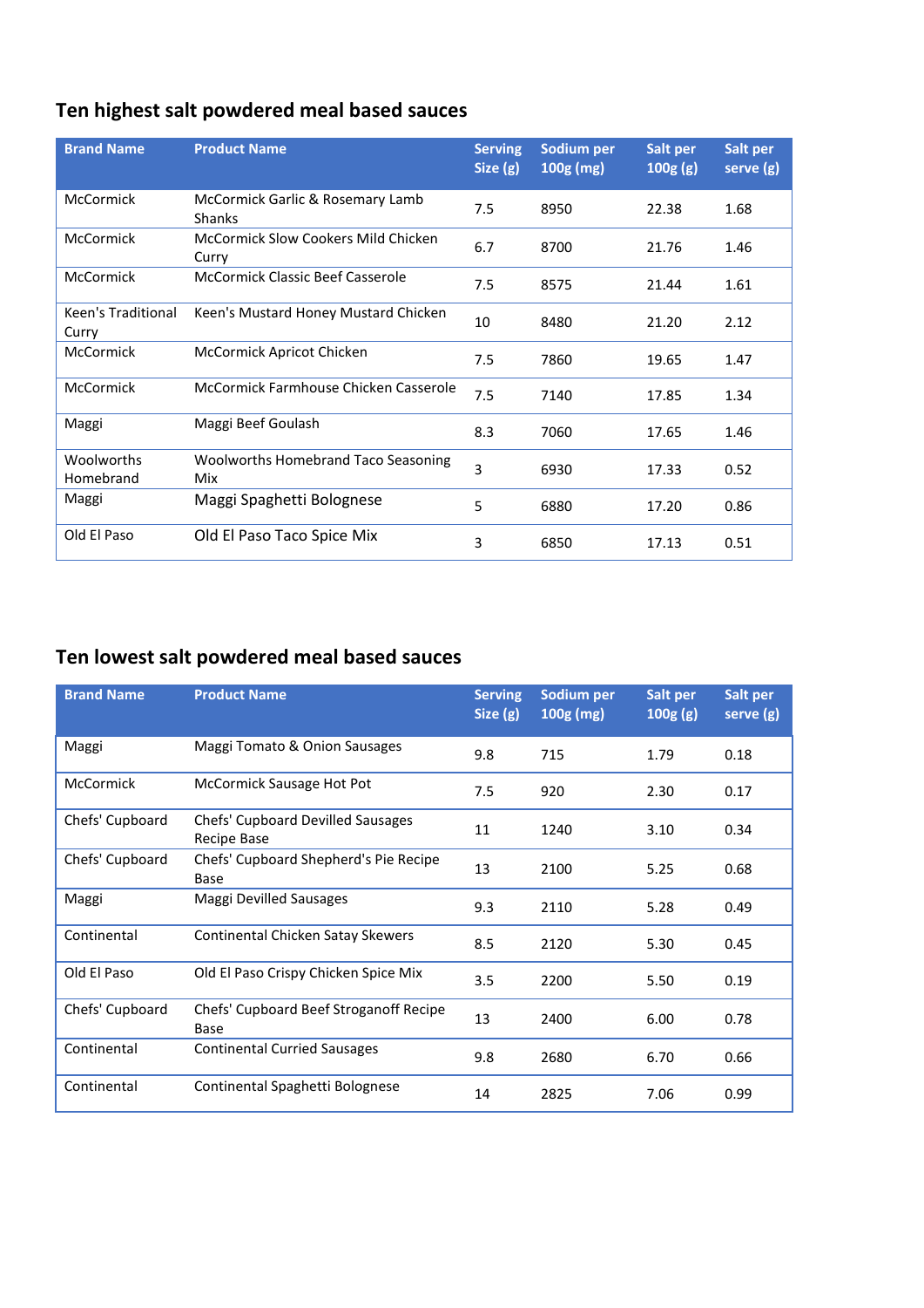## Ten highest salt powdered meal based sauces

| Brand Name | Product Name | Serving Size (g) | Sodium per 100g (mg) | Salt per 100g (g) | Salt per serve (g) |
|---|---|---|---|---|---|
| McCormick | McCormick Garlic & Rosemary Lamb Shanks | 7.5 | 8950 | 22.38 | 1.68 |
| McCormick | McCormick Slow Cookers Mild Chicken Curry | 6.7 | 8700 | 21.76 | 1.46 |
| McCormick | McCormick Classic Beef Casserole | 7.5 | 8575 | 21.44 | 1.61 |
| Keen's Traditional Curry | Keen's Mustard Honey Mustard Chicken | 10 | 8480 | 21.20 | 2.12 |
| McCormick | McCormick Apricot Chicken | 7.5 | 7860 | 19.65 | 1.47 |
| McCormick | McCormick Farmhouse Chicken Casserole | 7.5 | 7140 | 17.85 | 1.34 |
| Maggi | Maggi Beef Goulash | 8.3 | 7060 | 17.65 | 1.46 |
| Woolworths Homebrand | Woolworths Homebrand Taco Seasoning Mix | 3 | 6930 | 17.33 | 0.52 |
| Maggi | Maggi Spaghetti Bolognese | 5 | 6880 | 17.20 | 0.86 |
| Old El Paso | Old El Paso Taco Spice Mix | 3 | 6850 | 17.13 | 0.51 |

## Ten lowest salt powdered meal based sauces

| Brand Name | Product Name | Serving Size (g) | Sodium per 100g (mg) | Salt per 100g (g) | Salt per serve (g) |
|---|---|---|---|---|---|
| Maggi | Maggi Tomato & Onion Sausages | 9.8 | 715 | 1.79 | 0.18 |
| McCormick | McCormick Sausage Hot Pot | 7.5 | 920 | 2.30 | 0.17 |
| Chefs' Cupboard | Chefs' Cupboard Devilled Sausages Recipe Base | 11 | 1240 | 3.10 | 0.34 |
| Chefs' Cupboard | Chefs' Cupboard Shepherd's Pie Recipe Base | 13 | 2100 | 5.25 | 0.68 |
| Maggi | Maggi Devilled Sausages | 9.3 | 2110 | 5.28 | 0.49 |
| Continental | Continental Chicken Satay Skewers | 8.5 | 2120 | 5.30 | 0.45 |
| Old El Paso | Old El Paso Crispy Chicken Spice Mix | 3.5 | 2200 | 5.50 | 0.19 |
| Chefs' Cupboard | Chefs' Cupboard Beef Stroganoff Recipe Base | 13 | 2400 | 6.00 | 0.78 |
| Continental | Continental Curried Sausages | 9.8 | 2680 | 6.70 | 0.66 |
| Continental | Continental Spaghetti Bolognese | 14 | 2825 | 7.06 | 0.99 |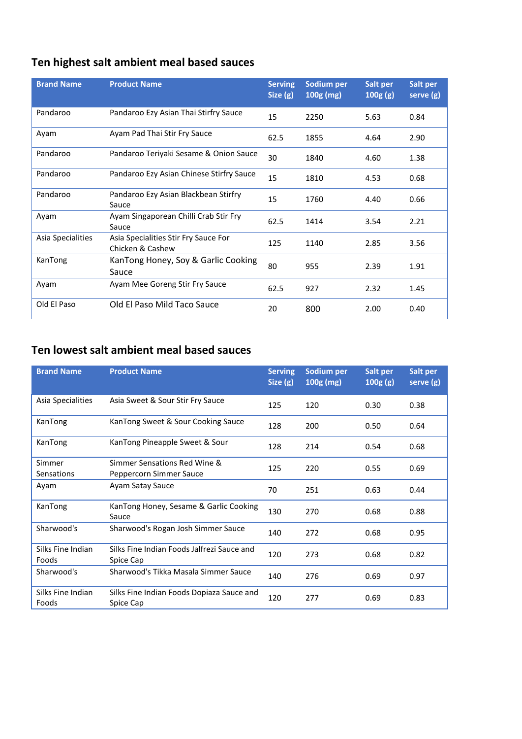## Ten highest salt ambient meal based sauces

| Brand Name | Product Name | Serving Size (g) | Sodium per 100g (mg) | Salt per 100g (g) | Salt per serve (g) |
|---|---|---|---|---|---|
| Pandaroo | Pandaroo Ezy Asian Thai Stirfry Sauce | 15 | 2250 | 5.63 | 0.84 |
| Ayam | Ayam Pad Thai Stir Fry Sauce | 62.5 | 1855 | 4.64 | 2.90 |
| Pandaroo | Pandaroo Teriyaki Sesame & Onion Sauce | 30 | 1840 | 4.60 | 1.38 |
| Pandaroo | Pandaroo Ezy Asian Chinese Stirfry Sauce | 15 | 1810 | 4.53 | 0.68 |
| Pandaroo | Pandaroo Ezy Asian Blackbean Stirfry Sauce | 15 | 1760 | 4.40 | 0.66 |
| Ayam | Ayam Singaporean Chilli Crab Stir Fry Sauce | 62.5 | 1414 | 3.54 | 2.21 |
| Asia Specialities | Asia Specialities Stir Fry Sauce For Chicken & Cashew | 125 | 1140 | 2.85 | 3.56 |
| KanTong | KanTong Honey, Soy & Garlic Cooking Sauce | 80 | 955 | 2.39 | 1.91 |
| Ayam | Ayam Mee Goreng Stir Fry Sauce | 62.5 | 927 | 2.32 | 1.45 |
| Old El Paso | Old El Paso Mild Taco Sauce | 20 | 800 | 2.00 | 0.40 |

## Ten lowest salt ambient meal based sauces

| Brand Name | Product Name | Serving Size (g) | Sodium per 100g (mg) | Salt per 100g (g) | Salt per serve (g) |
|---|---|---|---|---|---|
| Asia Specialities | Asia Sweet & Sour Stir Fry Sauce | 125 | 120 | 0.30 | 0.38 |
| KanTong | KanTong Sweet & Sour Cooking Sauce | 128 | 200 | 0.50 | 0.64 |
| KanTong | KanTong Pineapple Sweet & Sour | 128 | 214 | 0.54 | 0.68 |
| Simmer Sensations | Simmer Sensations Red Wine & Peppercorn Simmer Sauce | 125 | 220 | 0.55 | 0.69 |
| Ayam | Ayam Satay Sauce | 70 | 251 | 0.63 | 0.44 |
| KanTong | KanTong Honey, Sesame & Garlic Cooking Sauce | 130 | 270 | 0.68 | 0.88 |
| Sharwood's | Sharwood's Rogan Josh Simmer Sauce | 140 | 272 | 0.68 | 0.95 |
| Silks Fine Indian Foods | Silks Fine Indian Foods Jalfrezi Sauce and Spice Cap | 120 | 273 | 0.68 | 0.82 |
| Sharwood's | Sharwood's Tikka Masala Simmer Sauce | 140 | 276 | 0.69 | 0.97 |
| Silks Fine Indian Foods | Silks Fine Indian Foods Dopiaza Sauce and Spice Cap | 120 | 277 | 0.69 | 0.83 |